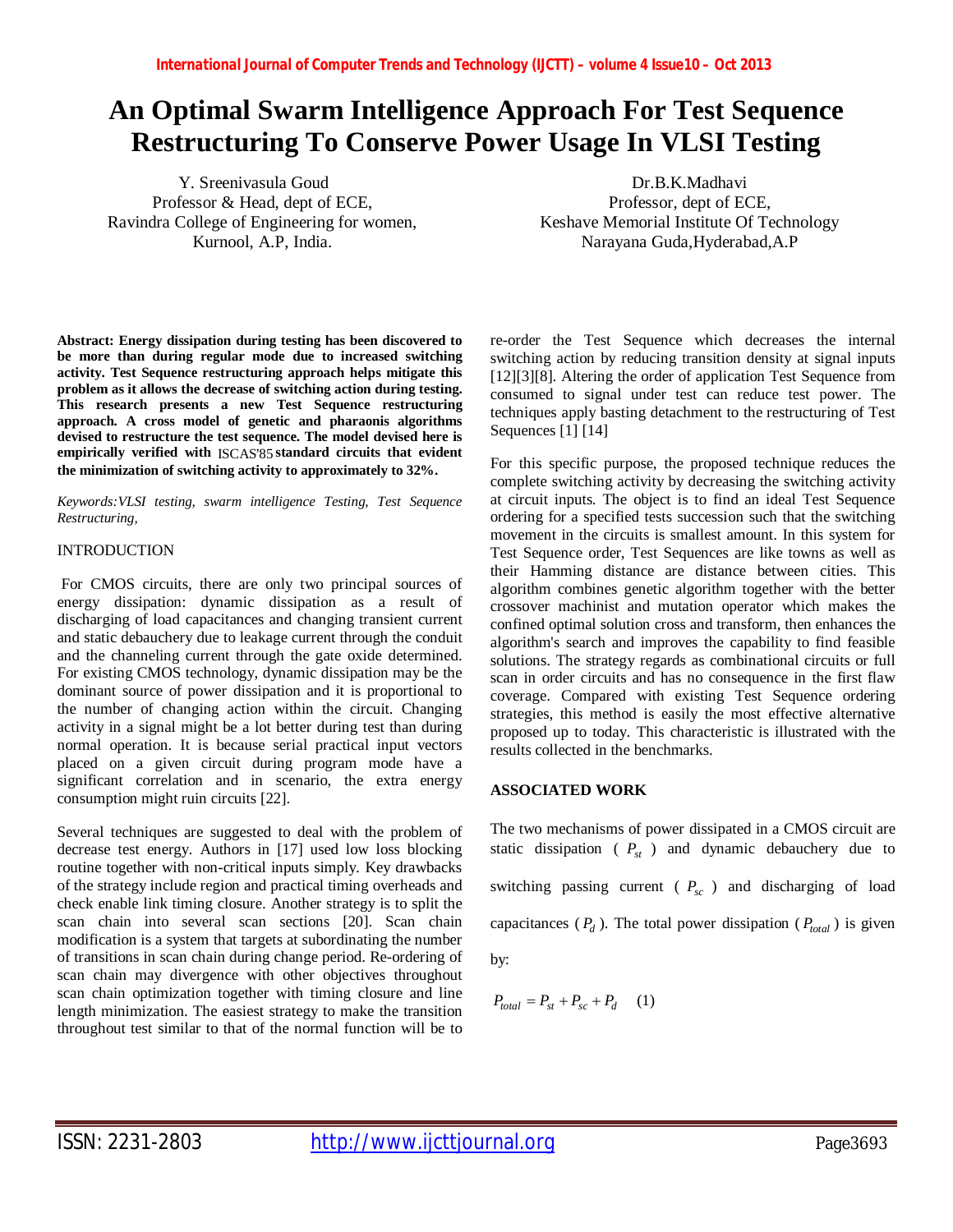# An Optimal Swarm Intelligence Approach For Test Sequence Restructuring To Conserve Power Usage In VLSI Testing

Y. Sreenivasula Goud
Professor & Head, dept of ECE,
Ravindra College of Engineering for women,
Kurnool, A.P, India.

Dr.B.K.Madhavi
Professor, dept of ECE,
Keshave Memorial Institute Of Technology
Narayana Guda,Hyderabad,A.P

**Abstract: Energy dissipation during testing has been discovered to be more than during regular mode due to increased switching activity. Test Sequence restructuring approach helps mitigate this problem as it allows the decrease of switching action during testing. This research presents a new Test Sequence restructuring approach. A cross model of genetic and pharaonis algorithms devised to restructure the test sequence. The model devised here is empirically verified with ISCAS'85 standard circuits that evident the minimization of switching activity to approximately to 32%.**

*Keywords:VLSI testing, swarm intelligence Testing, Test Sequence Restructuring,*

## INTRODUCTION

For CMOS circuits, there are only two principal sources of energy dissipation: dynamic dissipation as a result of discharging of load capacitances and changing transient current and static debauchery due to leakage current through the conduit and the channeling current through the gate oxide determined. For existing CMOS technology, dynamic dissipation may be the dominant source of power dissipation and it is proportional to the number of changing action within the circuit. Changing activity in a signal might be a lot better during test than during normal operation. It is because serial practical input vectors placed on a given circuit during program mode have a significant correlation and in scenario, the extra energy consumption might ruin circuits [22].

Several techniques are suggested to deal with the problem of decrease test energy. Authors in [17] used low loss blocking routine together with non-critical inputs simply. Key drawbacks of the strategy include region and practical timing overheads and check enable link timing closure. Another strategy is to split the scan chain into several scan sections [20]. Scan chain modification is a system that targets at subordinating the number of transitions in scan chain during change period. Re-ordering of scan chain may divergence with other objectives throughout scan chain optimization together with timing closure and line length minimization. The easiest strategy to make the transition throughout test similar to that of the normal function will be to re-order the Test Sequence which decreases the internal switching action by reducing transition density at signal inputs [12][3][8]. Altering the order of application Test Sequence from consumed to signal under test can reduce test power. The techniques apply basting detachment to the restructuring of Test Sequences [1] [14]

For this specific purpose, the proposed technique reduces the complete switching activity by decreasing the switching activity at circuit inputs. The object is to find an ideal Test Sequence ordering for a specified tests succession such that the switching movement in the circuits is smallest amount. In this system for Test Sequence order, Test Sequences are like towns as well as their Hamming distance are distance between cities. This algorithm combines genetic algorithm together with the better crossover machinist and mutation operator which makes the confined optimal solution cross and transform, then enhances the algorithm's search and improves the capability to find feasible solutions. The strategy regards as combinational circuits or full scan in order circuits and has no consequence in the first flaw coverage. Compared with existing Test Sequence ordering strategies, this method is easily the most effective alternative proposed up to today. This characteristic is illustrated with the results collected in the benchmarks.

## ASSOCIATED WORK

The two mechanisms of power dissipated in a CMOS circuit are static dissipation ( $P_{st}$ ) and dynamic debauchery due to switching passing current ( $P_{sc}$ ) and discharging of load capacitances ( $P_d$ ). The total power dissipation ( $P_{total}$ ) is given by:

$$P_{total} = P_{st} + P_{sc} + P_d \quad (1)$$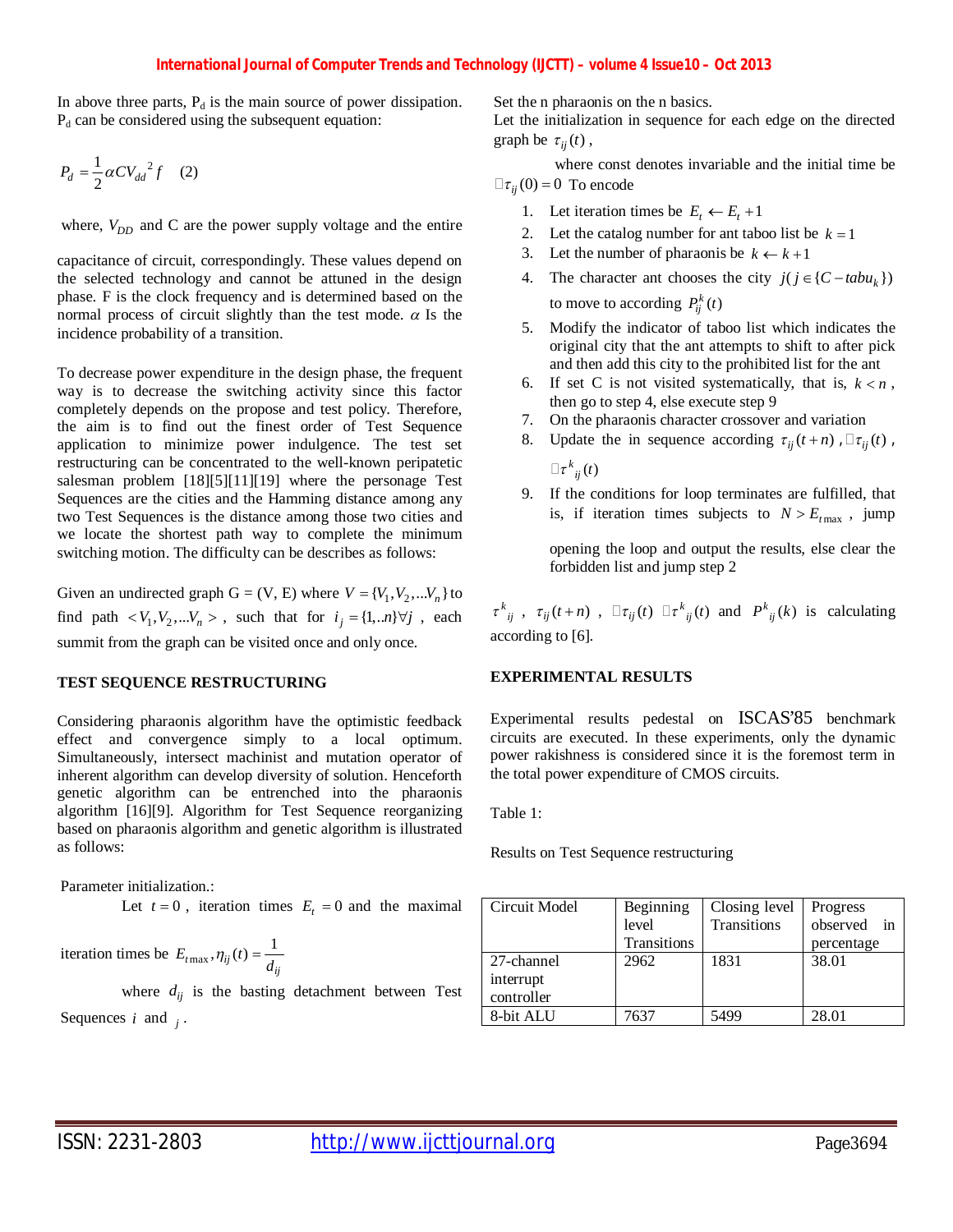In above three parts, $P_d$ is the main source of power dissipation. $P_d$ can be considered using the subsequent equation:

$$P_d = \frac{1}{2}\alpha C V_{dd}{}^2 f \quad (2)$$

where, $V_{DD}$ and C are the power supply voltage and the entire capacitance of circuit, correspondingly. These values depend on the selected technology and cannot be attuned in the design phase. F is the clock frequency and is determined based on the normal process of circuit slightly than the test mode. $\alpha$ Is the incidence probability of a transition.

To decrease power expenditure in the design phase, the frequent way is to decrease the switching activity since this factor completely depends on the propose and test policy. Therefore, the aim is to find out the finest order of Test Sequence application to minimize power indulgence. The test set restructuring can be concentrated to the well-known peripatetic salesman problem [18][5][11][19] where the personage Test Sequences are the cities and the Hamming distance among any two Test Sequences is the distance among those two cities and we locate the shortest path way to complete the minimum switching motion. The difficulty can be describes as follows:

Given an undirected graph G = (V, E) where $V = \{V_1, V_2, ...V_n\}$ to find path $< V_1, V_2, ...V_n >$, such that for $i_j = \{1,..n\} \forall j$, each summit from the graph can be visited once and only once.

## TEST SEQUENCE RESTRUCTURING

Considering pharaonis algorithm have the optimistic feedback effect and convergence simply to a local optimum. Simultaneously, intersect machinist and mutation operator of inherent algorithm can develop diversity of solution. Henceforth genetic algorithm can be entrenched into the pharaonis algorithm [16][9]. Algorithm for Test Sequence reorganizing based on pharaonis algorithm and genetic algorithm is illustrated as follows:

Parameter initialization.:

Let $t = 0$, iteration times $E_t = 0$ and the maximal iteration times be $E_{t\max}, \eta_{ij}(t) = \frac{1}{d_{ij}}$

where $d_{ij}$ is the basting detachment between Test Sequences $i$ and $j$.

Set the n pharaonis on the n basics.

Let the initialization in sequence for each edge on the directed graph be $\tau_{ij}(t)$,

where const denotes invariable and the initial time be $\Delta\tau_{ij}(0) = 0$ To encode

1. Let iteration times be $E_t \leftarrow E_t + 1$
2. Let the catalog number for ant taboo list be $k = 1$
3. Let the number of pharaonis be $k \leftarrow k + 1$
4. The character ant chooses the city $j(j \in \{C - tabu_k\})$ to move to according $P_{ij}^k(t)$
5. Modify the indicator of taboo list which indicates the original city that the ant attempts to shift to after pick and then add this city to the prohibited list for the ant
6. If set C is not visited systematically, that is, $k < n$, then go to step 4, else execute step 9
7. On the pharaonis character crossover and variation
8. Update the in sequence according $\tau_{ij}(t+n)$, $\Delta\tau_{ij}(t)$, $\Delta\tau^k{}_{ij}(t)$
9. If the conditions for loop terminates are fulfilled, that is, if iteration times subjects to $N > E_{t\max}$, jump opening the loop and output the results, else clear the forbidden list and jump step 2

$\tau^k{}_{ij}$, $\tau_{ij}(t+n)$, $\Delta\tau_{ij}(t)$ $\Delta\tau^k{}_{ij}(t)$ and $P^k{}_{ij}(k)$ is calculating according to [6].

## EXPERIMENTAL RESULTS

Experimental results pedestal on ISCAS'85 benchmark circuits are executed. In these experiments, only the dynamic power rakishness is considered since it is the foremost term in the total power expenditure of CMOS circuits.

Table 1:

Results on Test Sequence restructuring

| Circuit Model | Beginning level Transitions | Closing level Transitions | Progress observed in percentage |
|---|---|---|---|
| 27-channel interrupt controller | 2962 | 1831 | 38.01 |
| 8-bit ALU | 7637 | 5499 | 28.01 |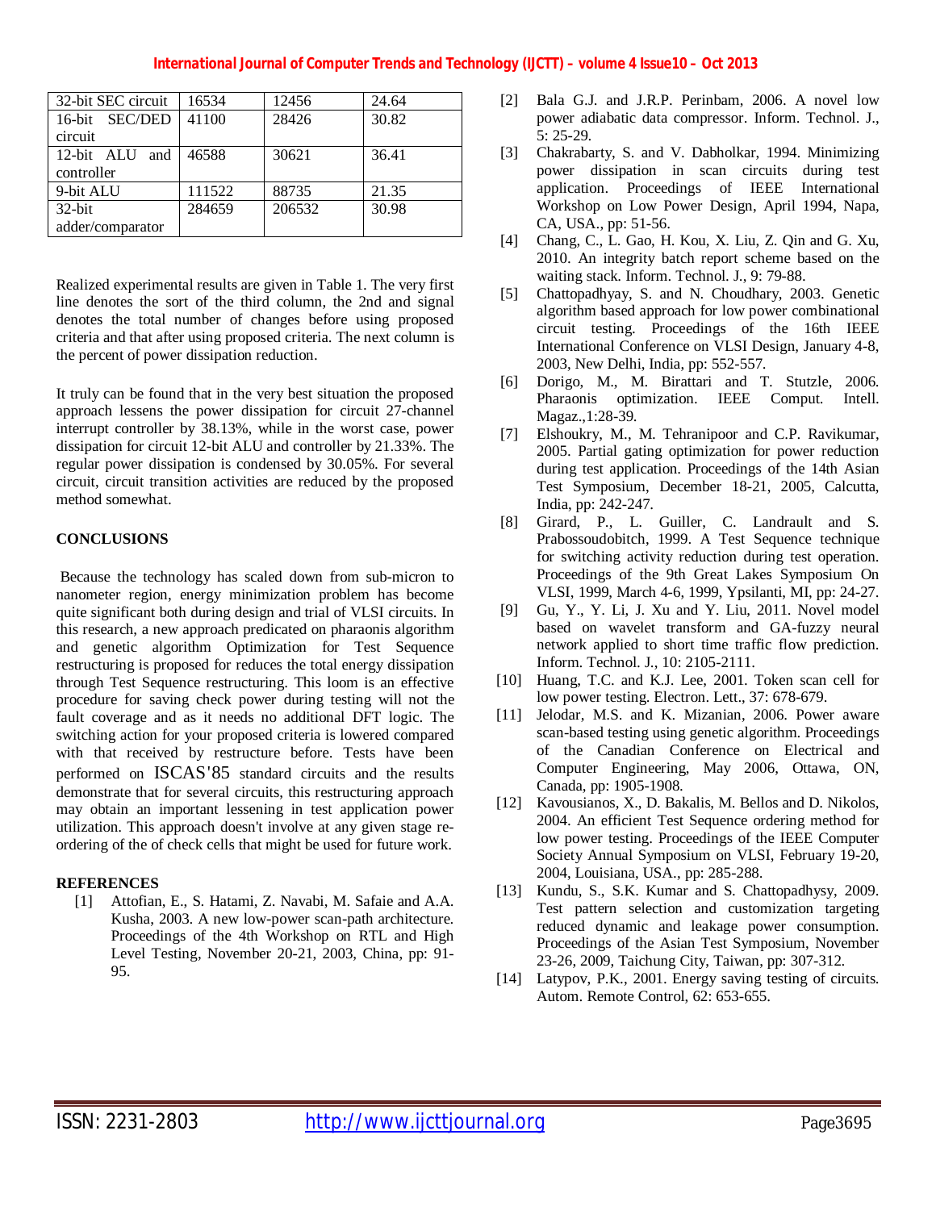| 32-bit SEC circuit | 16534 | 12456 | 24.64 |
|---|---|---|---|
| 16-bit SEC/DED circuit | 41100 | 28426 | 30.82 |
| 12-bit ALU and controller | 46588 | 30621 | 36.41 |
| 9-bit ALU | 111522 | 88735 | 21.35 |
| 32-bit adder/comparator | 284659 | 206532 | 30.98 |

Realized experimental results are given in Table 1. The very first line denotes the sort of the third column, the 2nd and signal denotes the total number of changes before using proposed criteria and that after using proposed criteria. The next column is the percent of power dissipation reduction.

It truly can be found that in the very best situation the proposed approach lessens the power dissipation for circuit 27-channel interrupt controller by 38.13%, while in the worst case, power dissipation for circuit 12-bit ALU and controller by 21.33%. The regular power dissipation is condensed by 30.05%. For several circuit, circuit transition activities are reduced by the proposed method somewhat.

## CONCLUSIONS

Because the technology has scaled down from sub-micron to nanometer region, energy minimization problem has become quite significant both during design and trial of VLSI circuits. In this research, a new approach predicated on pharaonis algorithm and genetic algorithm Optimization for Test Sequence restructuring is proposed for reduces the total energy dissipation through Test Sequence restructuring. This loom is an effective procedure for saving check power during testing will not the fault coverage and as it needs no additional DFT logic. The switching action for your proposed criteria is lowered compared with that received by restructure before. Tests have been performed on ISCAS'85 standard circuits and the results demonstrate that for several circuits, this restructuring approach may obtain an important lessening in test application power utilization. This approach doesn't involve at any given stage re-ordering of the of check cells that might be used for future work.

## REFERENCES

[1] Attofian, E., S. Hatami, Z. Navabi, M. Safaie and A.A. Kusha, 2003. A new low-power scan-path architecture. Proceedings of the 4th Workshop on RTL and High Level Testing, November 20-21, 2003, China, pp: 91-95.

[2] Bala G.J. and J.R.P. Perinbam, 2006. A novel low power adiabatic data compressor. Inform. Technol. J., 5: 25-29.

[3] Chakrabarty, S. and V. Dabholkar, 1994. Minimizing power dissipation in scan circuits during test application. Proceedings of IEEE International Workshop on Low Power Design, April 1994, Napa, CA, USA., pp: 51-56.

[4] Chang, C., L. Gao, H. Kou, X. Liu, Z. Qin and G. Xu, 2010. An integrity batch report scheme based on the waiting stack. Inform. Technol. J., 9: 79-88.

[5] Chattopadhyay, S. and N. Choudhary, 2003. Genetic algorithm based approach for low power combinational circuit testing. Proceedings of the 16th IEEE International Conference on VLSI Design, January 4-8, 2003, New Delhi, India, pp: 552-557.

[6] Dorigo, M., M. Birattari and T. Stutzle, 2006. Pharaonis optimization. IEEE Comput. Intell. Magaz.,1:28-39.

[7] Elshoukry, M., M. Tehranipoor and C.P. Ravikumar, 2005. Partial gating optimization for power reduction during test application. Proceedings of the 14th Asian Test Symposium, December 18-21, 2005, Calcutta, India, pp: 242-247.

[8] Girard, P., L. Guiller, C. Landrault and S. Prabossoudobitch, 1999. A Test Sequence technique for switching activity reduction during test operation. Proceedings of the 9th Great Lakes Symposium On VLSI, 1999, March 4-6, 1999, Ypsilanti, MI, pp: 24-27.

[9] Gu, Y., Y. Li, J. Xu and Y. Liu, 2011. Novel model based on wavelet transform and GA-fuzzy neural network applied to short time traffic flow prediction. Inform. Technol. J., 10: 2105-2111.

[10] Huang, T.C. and K.J. Lee, 2001. Token scan cell for low power testing. Electron. Lett., 37: 678-679.

[11] Jelodar, M.S. and K. Mizanian, 2006. Power aware scan-based testing using genetic algorithm. Proceedings of the Canadian Conference on Electrical and Computer Engineering, May 2006, Ottawa, ON, Canada, pp: 1905-1908.

[12] Kavousianos, X., D. Bakalis, M. Bellos and D. Nikolos, 2004. An efficient Test Sequence ordering method for low power testing. Proceedings of the IEEE Computer Society Annual Symposium on VLSI, February 19-20, 2004, Louisiana, USA., pp: 285-288.

[13] Kundu, S., S.K. Kumar and S. Chattopadhysy, 2009. Test pattern selection and customization targeting reduced dynamic and leakage power consumption. Proceedings of the Asian Test Symposium, November 23-26, 2009, Taichung City, Taiwan, pp: 307-312.

[14] Latypov, P.K., 2001. Energy saving testing of circuits. Autom. Remote Control, 62: 653-655.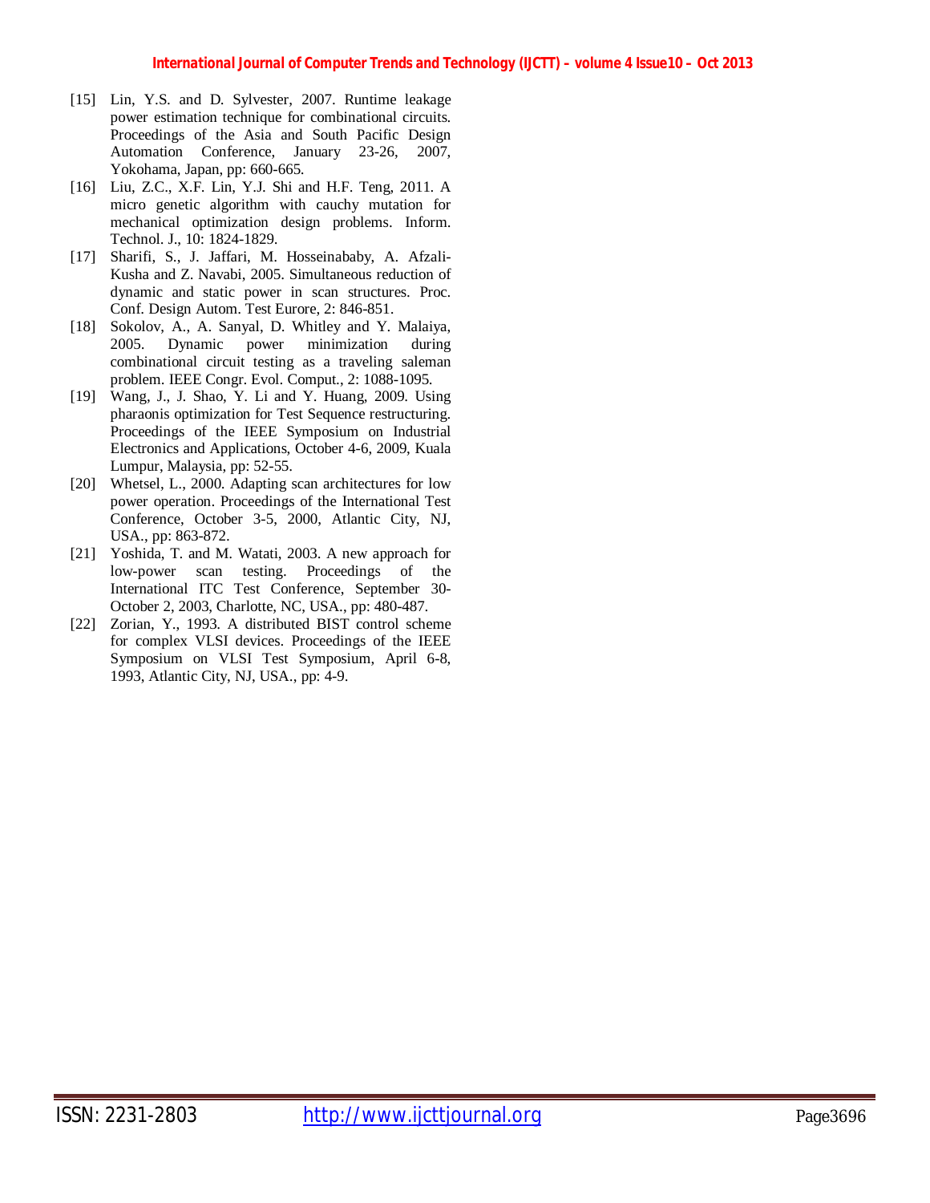[15] Lin, Y.S. and D. Sylvester, 2007. Runtime leakage power estimation technique for combinational circuits. Proceedings of the Asia and South Pacific Design Automation Conference, January 23-26, 2007, Yokohama, Japan, pp: 660-665.

[16] Liu, Z.C., X.F. Lin, Y.J. Shi and H.F. Teng, 2011. A micro genetic algorithm with cauchy mutation for mechanical optimization design problems. Inform. Technol. J., 10: 1824-1829.

[17] Sharifi, S., J. Jaffari, M. Hosseinababy, A. Afzali-Kusha and Z. Navabi, 2005. Simultaneous reduction of dynamic and static power in scan structures. Proc. Conf. Design Autom. Test Eurore, 2: 846-851.

[18] Sokolov, A., A. Sanyal, D. Whitley and Y. Malaiya, 2005. Dynamic power minimization during combinational circuit testing as a traveling saleman problem. IEEE Congr. Evol. Comput., 2: 1088-1095.

[19] Wang, J., J. Shao, Y. Li and Y. Huang, 2009. Using pharaonis optimization for Test Sequence restructuring. Proceedings of the IEEE Symposium on Industrial Electronics and Applications, October 4-6, 2009, Kuala Lumpur, Malaysia, pp: 52-55.

[20] Whetsel, L., 2000. Adapting scan architectures for low power operation. Proceedings of the International Test Conference, October 3-5, 2000, Atlantic City, NJ, USA., pp: 863-872.

[21] Yoshida, T. and M. Watati, 2003. A new approach for low-power scan testing. Proceedings of the International ITC Test Conference, September 30-October 2, 2003, Charlotte, NC, USA., pp: 480-487.

[22] Zorian, Y., 1993. A distributed BIST control scheme for complex VLSI devices. Proceedings of the IEEE Symposium on VLSI Test Symposium, April 6-8, 1993, Atlantic City, NJ, USA., pp: 4-9.